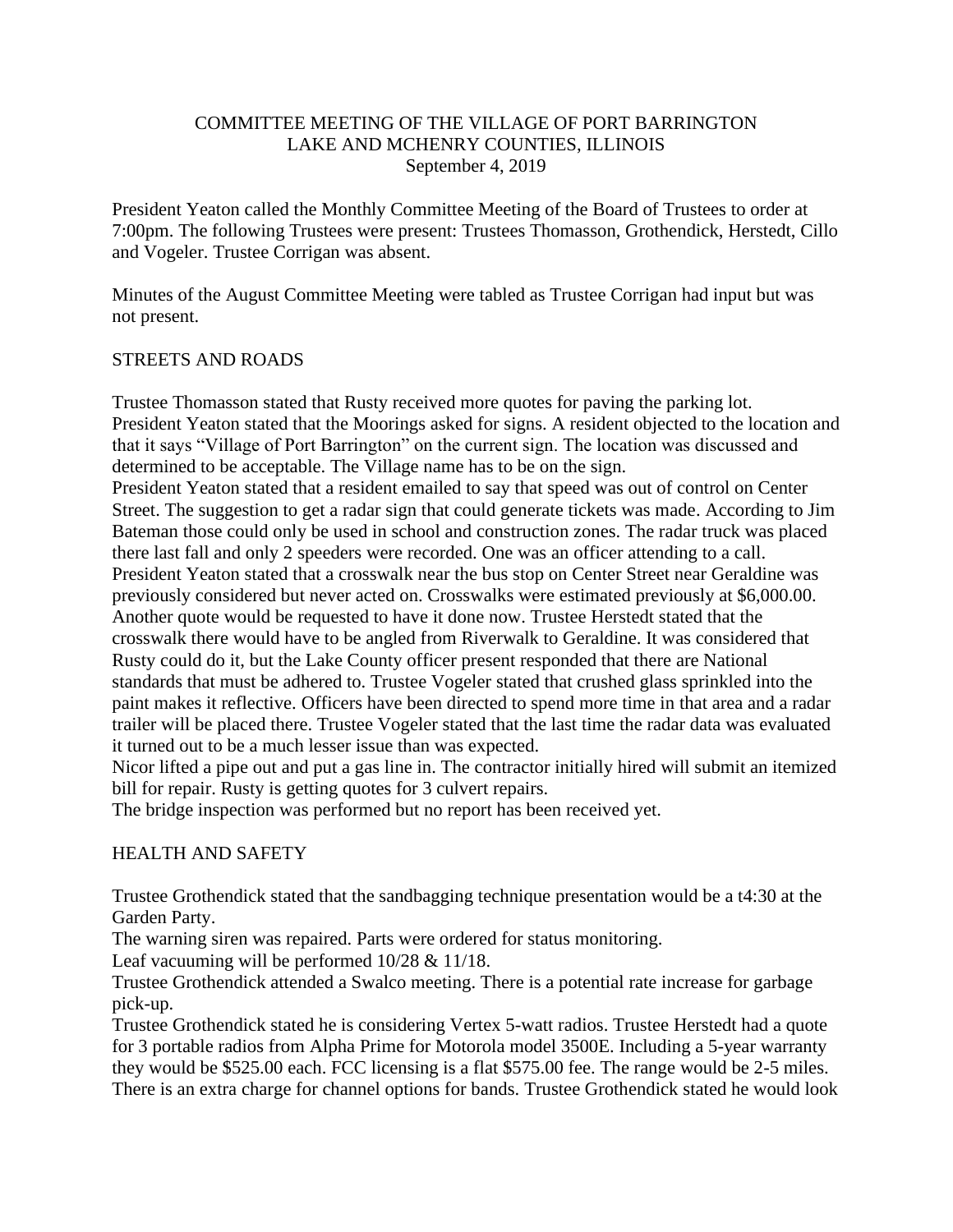# COMMITTEE MEETING OF THE VILLAGE OF PORT BARRINGTON
## LAKE AND MCHENRY COUNTIES, ILLINOIS
### September 4, 2019

President Yeaton called the Monthly Committee Meeting of the Board of Trustees to order at 7:00pm. The following Trustees were present: Trustees Thomasson, Grothendick, Herstedt, Cillo and Vogeler. Trustee Corrigan was absent.

Minutes of the August Committee Meeting were tabled as Trustee Corrigan had input but was not present.

## STREETS AND ROADS

Trustee Thomasson stated that Rusty received more quotes for paving the parking lot.
President Yeaton stated that the Moorings asked for signs. A resident objected to the location and that it says "Village of Port Barrington" on the current sign. The location was discussed and determined to be acceptable. The Village name has to be on the sign.
President Yeaton stated that a resident emailed to say that speed was out of control on Center Street. The suggestion to get a radar sign that could generate tickets was made. According to Jim Bateman those could only be used in school and construction zones. The radar truck was placed there last fall and only 2 speeders were recorded. One was an officer attending to a call.
President Yeaton stated that a crosswalk near the bus stop on Center Street near Geraldine was previously considered but never acted on. Crosswalks were estimated previously at $6,000.00. Another quote would be requested to have it done now. Trustee Herstedt stated that the crosswalk there would have to be angled from Riverwalk to Geraldine. It was considered that Rusty could do it, but the Lake County officer present responded that there are National standards that must be adhered to. Trustee Vogeler stated that crushed glass sprinkled into the paint makes it reflective. Officers have been directed to spend more time in that area and a radar trailer will be placed there. Trustee Vogeler stated that the last time the radar data was evaluated it turned out to be a much lesser issue than was expected.
Nicor lifted a pipe out and put a gas line in. The contractor initially hired will submit an itemized bill for repair. Rusty is getting quotes for 3 culvert repairs.
The bridge inspection was performed but no report has been received yet.

## HEALTH AND SAFETY

Trustee Grothendick stated that the sandbagging technique presentation would be a t4:30 at the Garden Party.
The warning siren was repaired. Parts were ordered for status monitoring.
Leaf vacuuming will be performed 10/28 & 11/18.
Trustee Grothendick attended a Swalco meeting. There is a potential rate increase for garbage pick-up.
Trustee Grothendick stated he is considering Vertex 5-watt radios. Trustee Herstedt had a quote for 3 portable radios from Alpha Prime for Motorola model 3500E. Including a 5-year warranty they would be $525.00 each. FCC licensing is a flat $575.00 fee. The range would be 2-5 miles. There is an extra charge for channel options for bands. Trustee Grothendick stated he would look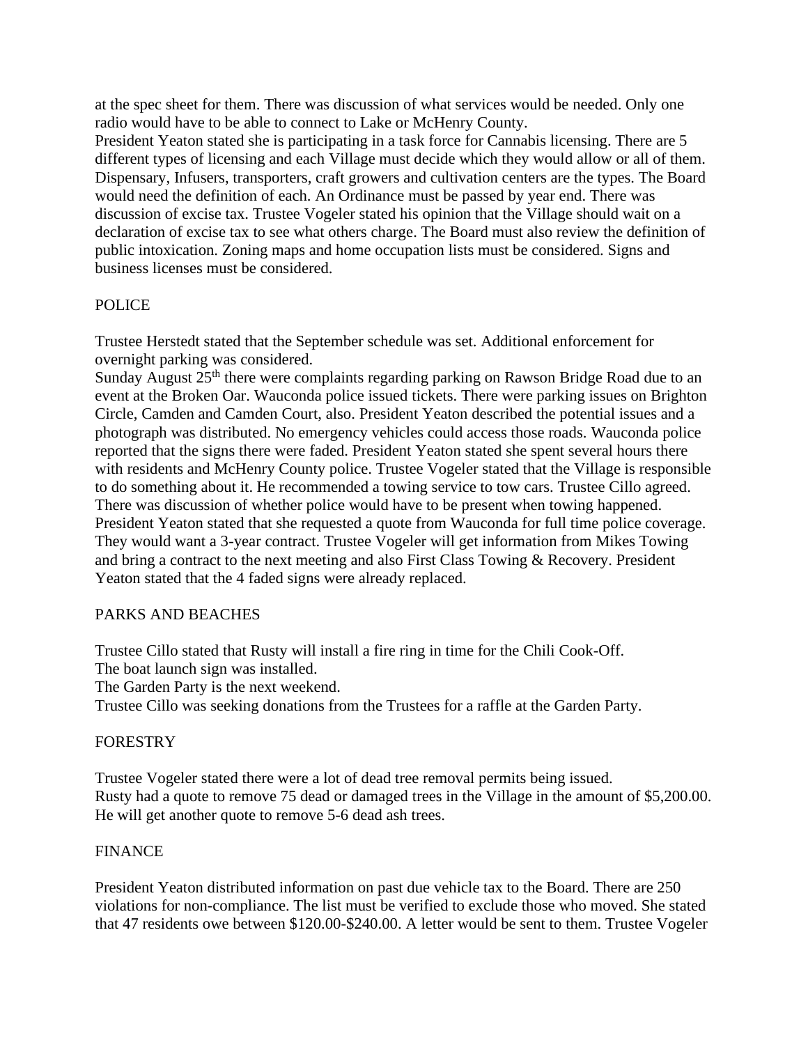at the spec sheet for them. There was discussion of what services would be needed. Only one radio would have to be able to connect to Lake or McHenry County.
President Yeaton stated she is participating in a task force for Cannabis licensing. There are 5 different types of licensing and each Village must decide which they would allow or all of them. Dispensary, Infusers, transporters, craft growers and cultivation centers are the types. The Board would need the definition of each. An Ordinance must be passed by year end. There was discussion of excise tax. Trustee Vogeler stated his opinion that the Village should wait on a declaration of excise tax to see what others charge. The Board must also review the definition of public intoxication. Zoning maps and home occupation lists must be considered. Signs and business licenses must be considered.

## POLICE

Trustee Herstedt stated that the September schedule was set. Additional enforcement for overnight parking was considered.
Sunday August 25th there were complaints regarding parking on Rawson Bridge Road due to an event at the Broken Oar. Wauconda police issued tickets. There were parking issues on Brighton Circle, Camden and Camden Court, also. President Yeaton described the potential issues and a photograph was distributed. No emergency vehicles could access those roads. Wauconda police reported that the signs there were faded. President Yeaton stated she spent several hours there with residents and McHenry County police. Trustee Vogeler stated that the Village is responsible to do something about it. He recommended a towing service to tow cars. Trustee Cillo agreed. There was discussion of whether police would have to be present when towing happened. President Yeaton stated that she requested a quote from Wauconda for full time police coverage. They would want a 3-year contract. Trustee Vogeler will get information from Mikes Towing and bring a contract to the next meeting and also First Class Towing & Recovery. President Yeaton stated that the 4 faded signs were already replaced.

## PARKS AND BEACHES

Trustee Cillo stated that Rusty will install a fire ring in time for the Chili Cook-Off.
The boat launch sign was installed.
The Garden Party is the next weekend.
Trustee Cillo was seeking donations from the Trustees for a raffle at the Garden Party.

## FORESTRY

Trustee Vogeler stated there were a lot of dead tree removal permits being issued.
Rusty had a quote to remove 75 dead or damaged trees in the Village in the amount of $5,200.00. He will get another quote to remove 5-6 dead ash trees.

## FINANCE

President Yeaton distributed information on past due vehicle tax to the Board. There are 250 violations for non-compliance. The list must be verified to exclude those who moved. She stated that 47 residents owe between $120.00-$240.00. A letter would be sent to them. Trustee Vogeler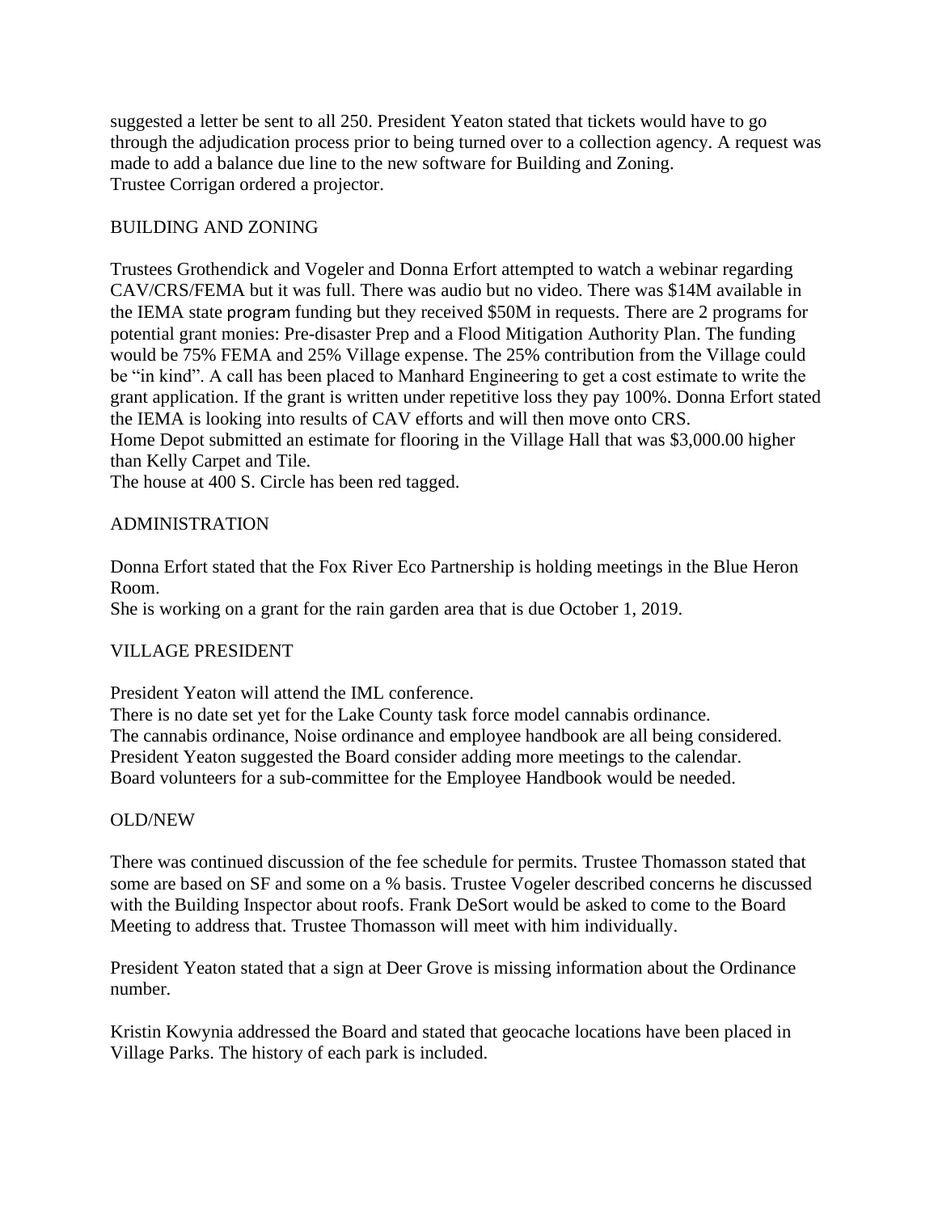suggested a letter be sent to all 250. President Yeaton stated that tickets would have to go through the adjudication process prior to being turned over to a collection agency. A request was made to add a balance due line to the new software for Building and Zoning.
Trustee Corrigan ordered a projector.

## BUILDING AND ZONING

Trustees Grothendick and Vogeler and Donna Erfort attempted to watch a webinar regarding CAV/CRS/FEMA but it was full. There was audio but no video. There was $14M available in the IEMA state program funding but they received $50M in requests. There are 2 programs for potential grant monies: Pre-disaster Prep and a Flood Mitigation Authority Plan. The funding would be 75% FEMA and 25% Village expense. The 25% contribution from the Village could be "in kind". A call has been placed to Manhard Engineering to get a cost estimate to write the grant application. If the grant is written under repetitive loss they pay 100%. Donna Erfort stated the IEMA is looking into results of CAV efforts and will then move onto CRS.
Home Depot submitted an estimate for flooring in the Village Hall that was $3,000.00 higher than Kelly Carpet and Tile.
The house at 400 S. Circle has been red tagged.

## ADMINISTRATION

Donna Erfort stated that the Fox River Eco Partnership is holding meetings in the Blue Heron Room.
She is working on a grant for the rain garden area that is due October 1, 2019.

## VILLAGE PRESIDENT

President Yeaton will attend the IML conference.
There is no date set yet for the Lake County task force model cannabis ordinance.
The cannabis ordinance, Noise ordinance and employee handbook are all being considered.
President Yeaton suggested the Board consider adding more meetings to the calendar.
Board volunteers for a sub-committee for the Employee Handbook would be needed.

## OLD/NEW

There was continued discussion of the fee schedule for permits. Trustee Thomasson stated that some are based on SF and some on a % basis. Trustee Vogeler described concerns he discussed with the Building Inspector about roofs. Frank DeSort would be asked to come to the Board Meeting to address that. Trustee Thomasson will meet with him individually.

President Yeaton stated that a sign at Deer Grove is missing information about the Ordinance number.

Kristin Kowynia addressed the Board and stated that geocache locations have been placed in Village Parks. The history of each park is included.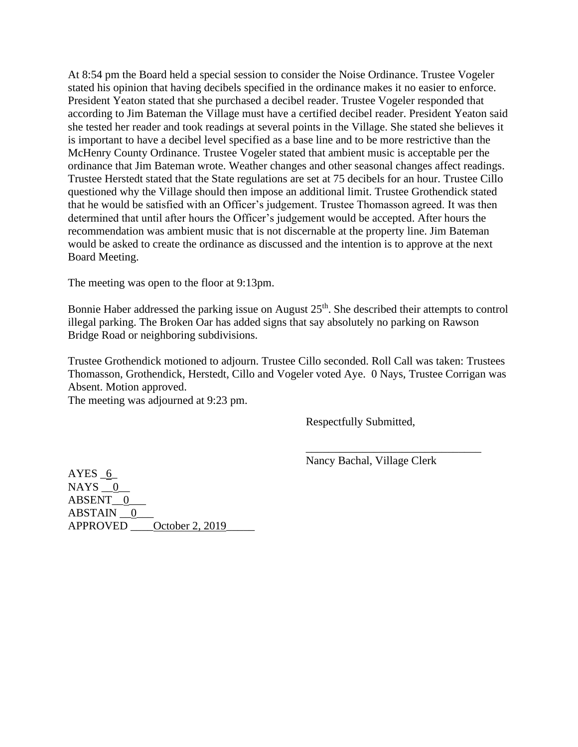At 8:54 pm the Board held a special session to consider the Noise Ordinance. Trustee Vogeler stated his opinion that having decibels specified in the ordinance makes it no easier to enforce. President Yeaton stated that she purchased a decibel reader. Trustee Vogeler responded that according to Jim Bateman the Village must have a certified decibel reader. President Yeaton said she tested her reader and took readings at several points in the Village. She stated she believes it is important to have a decibel level specified as a base line and to be more restrictive than the McHenry County Ordinance. Trustee Vogeler stated that ambient music is acceptable per the ordinance that Jim Bateman wrote. Weather changes and other seasonal changes affect readings. Trustee Herstedt stated that the State regulations are set at 75 decibels for an hour. Trustee Cillo questioned why the Village should then impose an additional limit. Trustee Grothendick stated that he would be satisfied with an Officer's judgement. Trustee Thomasson agreed. It was then determined that until after hours the Officer's judgement would be accepted. After hours the recommendation was ambient music that is not discernable at the property line. Jim Bateman would be asked to create the ordinance as discussed and the intention is to approve at the next Board Meeting.

The meeting was open to the floor at 9:13pm.

Bonnie Haber addressed the parking issue on August 25th. She described their attempts to control illegal parking. The Broken Oar has added signs that say absolutely no parking on Rawson Bridge Road or neighboring subdivisions.

Trustee Grothendick motioned to adjourn. Trustee Cillo seconded. Roll Call was taken: Trustees Thomasson, Grothendick, Herstedt, Cillo and Vogeler voted Aye. 0 Nays, Trustee Corrigan was Absent. Motion approved.
The meeting was adjourned at 9:23 pm.

Respectfully Submitted,

_______________________________
Nancy Bachal, Village Clerk

AYES _6_
NAYS __0__
ABSENT__0___
ABSTAIN __0___
APPROVED ____October 2, 2019_____